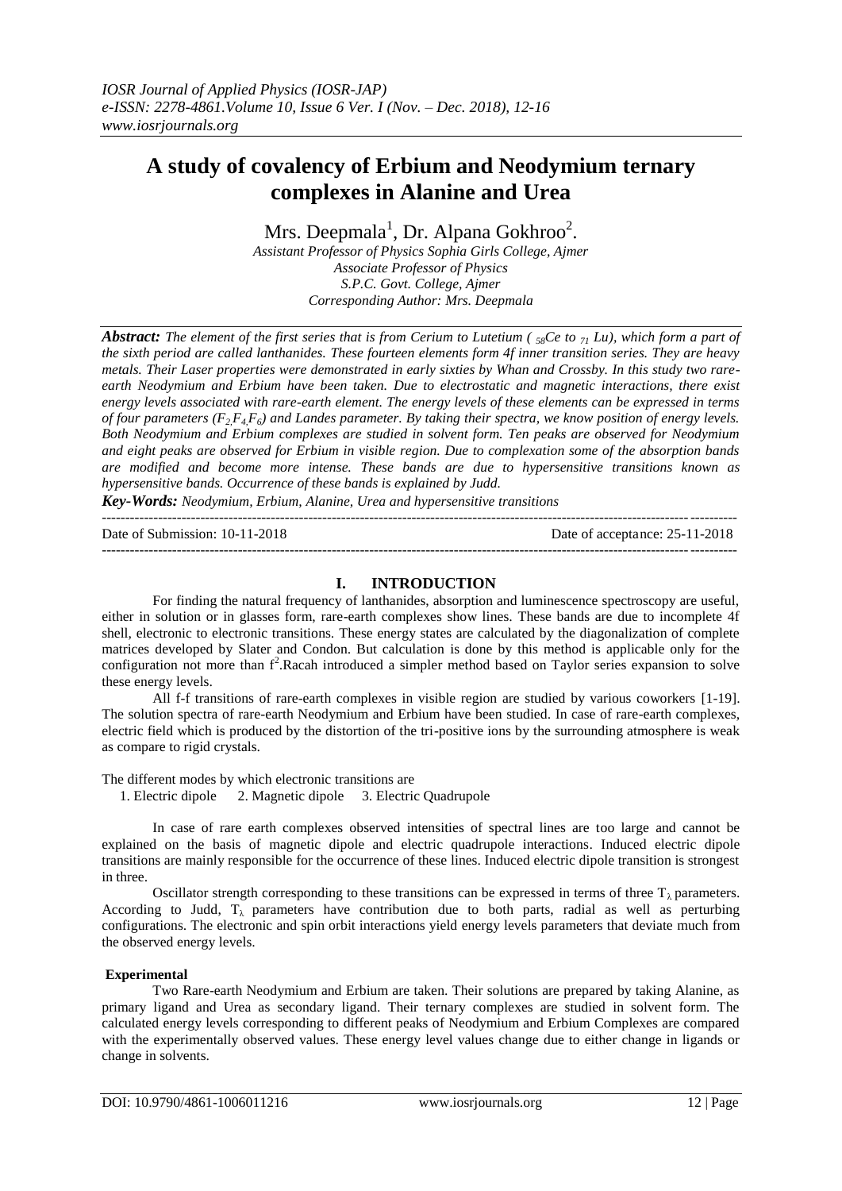# A study of covalency of Erbium and Neodymium ternary complexes in Alanine and Urea

Mrs. Deepmala[1], Dr. Alpana Gokhroo[2].

*Assistant Professor of Physics Sophia Girls College, Ajmer*
*Associate Professor of Physics*
*S.P.C. Govt. College, Ajmer*
*Corresponding Author: Mrs. Deepmala*

***Abstract:*** *The element of the first series that is from Cerium to Lutetium ( $_{58}$Ce to $_{71}$ Lu), which form a part of the sixth period are called lanthanides. These fourteen elements form 4f inner transition series. They are heavy metals. Their Laser properties were demonstrated in early sixties by Whan and Crossby. In this study two rare-earth Neodymium and Erbium have been taken. Due to electrostatic and magnetic interactions, there exist energy levels associated with rare-earth element. The energy levels of these elements can be expressed in terms of four parameters ($F_2$,$F_4$,$F_6$) and Landes parameter. By taking their spectra, we know position of energy levels. Both Neodymium and Erbium complexes are studied in solvent form. Ten peaks are observed for Neodymium and eight peaks are observed for Erbium in visible region. Due to complexation some of the absorption bands are modified and become more intense. These bands are due to hypersensitive transitions known as hypersensitive bands. Occurrence of these bands is explained by Judd.*

***Key-Words:*** *Neodymium, Erbium, Alanine, Urea and hypersensitive transitions*

Date of Submission: 10-11-2018 | Date of acceptance: 25-11-2018

## I. INTRODUCTION

For finding the natural frequency of lanthanides, absorption and luminescence spectroscopy are useful, either in solution or in glasses form, rare-earth complexes show lines. These bands are due to incomplete 4f shell, electronic to electronic transitions. These energy states are calculated by the diagonalization of complete matrices developed by Slater and Condon. But calculation is done by this method is applicable only for the configuration not more than $f^2$.Racah introduced a simpler method based on Taylor series expansion to solve these energy levels.

All f-f transitions of rare-earth complexes in visible region are studied by various coworkers [1-19]. The solution spectra of rare-earth Neodymium and Erbium have been studied. In case of rare-earth complexes, electric field which is produced by the distortion of the tri-positive ions by the surrounding atmosphere is weak as compare to rigid crystals.

The different modes by which electronic transitions are

1. Electric dipole  2. Magnetic dipole  3. Electric Quadrupole

In case of rare earth complexes observed intensities of spectral lines are too large and cannot be explained on the basis of magnetic dipole and electric quadrupole interactions. Induced electric dipole transitions are mainly responsible for the occurrence of these lines. Induced electric dipole transition is strongest in three.

Oscillator strength corresponding to these transitions can be expressed in terms of three $T_\lambda$ parameters. According to Judd, $T_\lambda$ parameters have contribution due to both parts, radial as well as perturbing configurations. The electronic and spin orbit interactions yield energy levels parameters that deviate much from the observed energy levels.

### Experimental

Two Rare-earth Neodymium and Erbium are taken. Their solutions are prepared by taking Alanine, as primary ligand and Urea as secondary ligand. Their ternary complexes are studied in solvent form. The calculated energy levels corresponding to different peaks of Neodymium and Erbium Complexes are compared with the experimentally observed values. These energy level values change due to either change in ligands or change in solvents.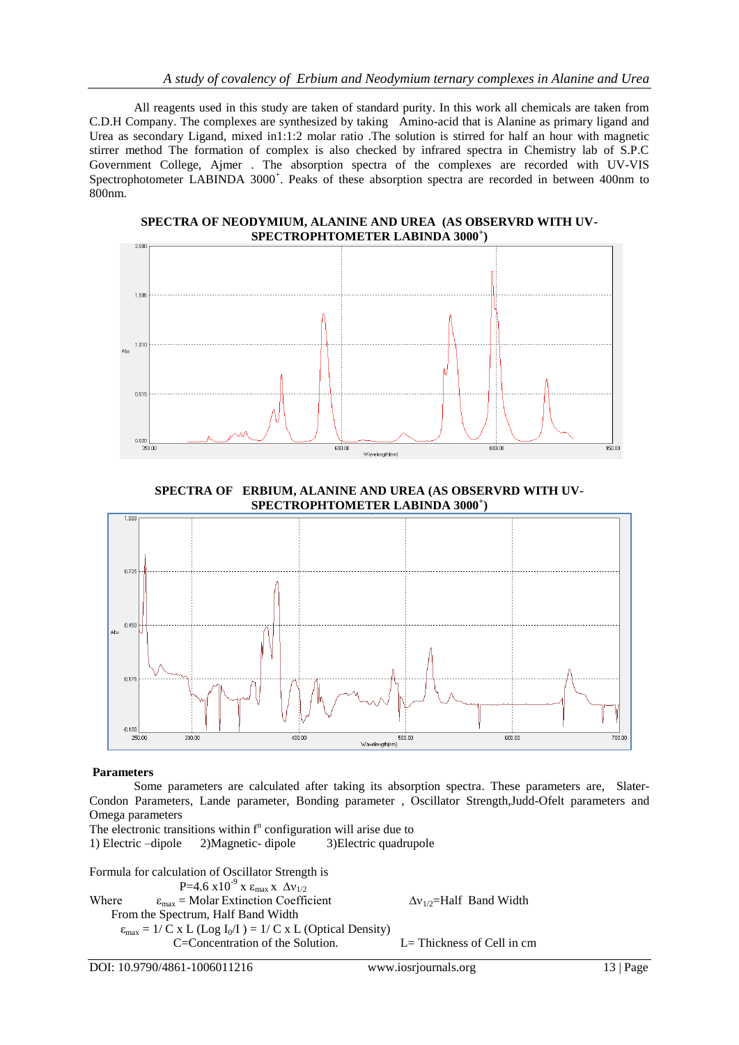All reagents used in this study are taken of standard purity. In this work all chemicals are taken from C.D.H Company. The complexes are synthesized by taking Amino-acid that is Alanine as primary ligand and Urea as secondary Ligand, mixed in1:1:2 molar ratio .The solution is stirred for half an hour with magnetic stirrer method The formation of complex is also checked by infrared spectra in Chemistry lab of S.P.C Government College, Ajmer . The absorption spectra of the complexes are recorded with UV-VIS Spectrophotometer LABINDA 3000+. Peaks of these absorption spectra are recorded in between 400nm to 800nm.

**SPECTRA OF NEODYMIUM, ALANINE AND UREA (AS OBSERVRD WITH UV-SPECTROPHTOMETER LABINDA 3000+)**

**SPECTRA OF ERBIUM, ALANINE AND UREA (AS OBSERVRD WITH UV-SPECTROPHTOMETER LABINDA 3000+)**

**Parameters**

Some parameters are calculated after taking its absorption spectra. These parameters are, Slater-Condon Parameters, Lande parameter, Bonding parameter , Oscillator Strength,Judd-Ofelt parameters and Omega parameters

The electronic transitions within $f^n$ configuration will arise due to

1) Electric –dipole 2)Magnetic- dipole 3)Electric quadrupole

Formula for calculation of Oscillator Strength is

$$P = 4.6 \times 10^{-9} \times \varepsilon_{max} \times \Delta\nu_{1/2}$$

Where $\varepsilon_{max}$ = Molar Extinction Coefficient $\Delta\nu_{1/2}$=Half Band Width

From the Spectrum, Half Band Width

$\varepsilon_{max} = 1/ C \times L \, (\text{Log } I_0/I) = 1/ C \times L$ (Optical Density)

C=Concentration of the Solution. L= Thickness of Cell in cm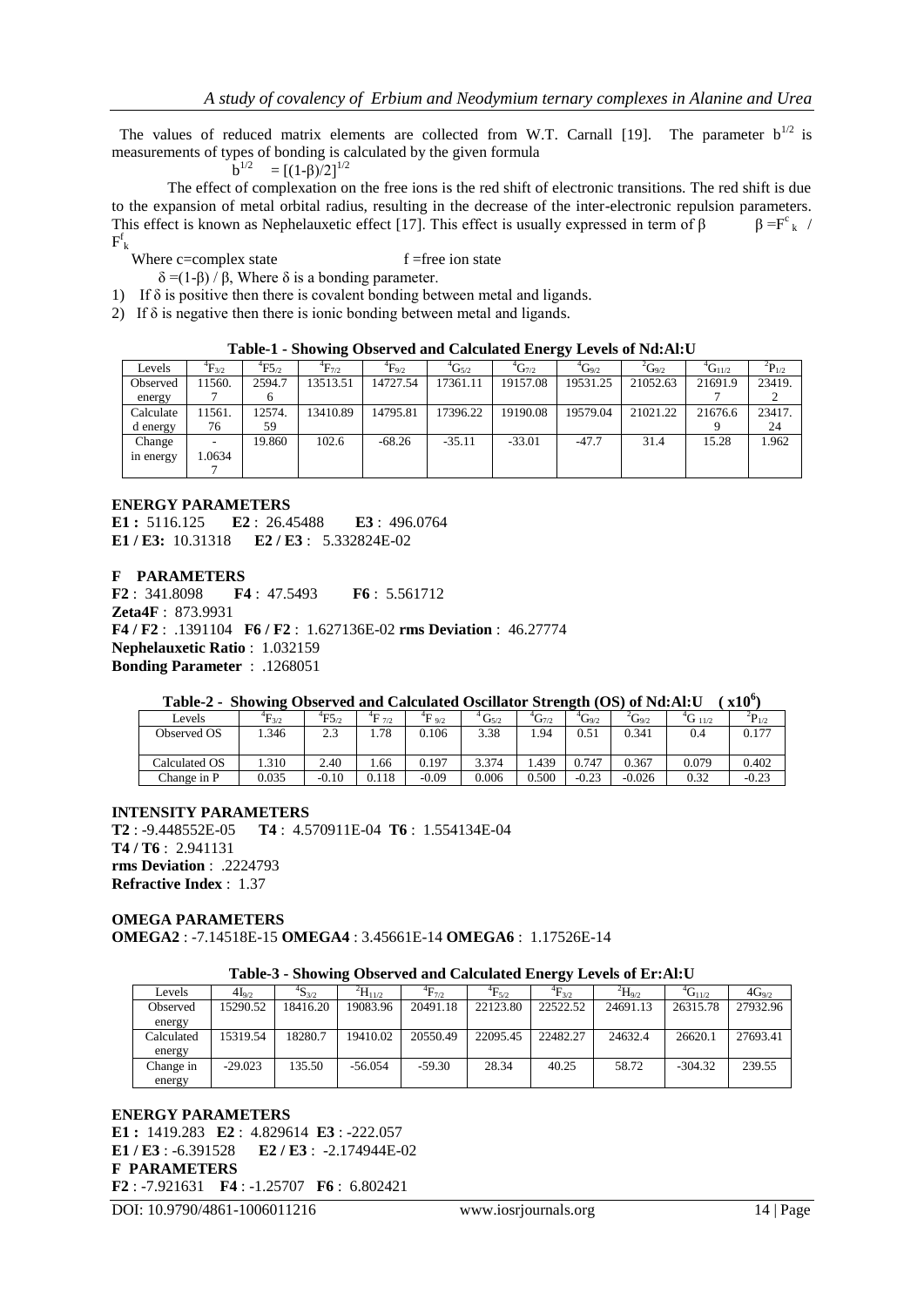The values of reduced matrix elements are collected from W.T. Carnall [19]. The parameter $b^{1/2}$ is measurements of types of bonding is calculated by the given formula

$$b^{1/2} = [(1-\beta)/2]^{1/2}$$

The effect of complexation on the free ions is the red shift of electronic transitions. The red shift is due to the expansion of metal orbital radius, resulting in the decrease of the inter-electronic repulsion parameters. This effect is known as Nephelauxetic effect [17]. This effect is usually expressed in term of β $\beta = F^c_k / F^f_k$

Where c=complex state f =free ion state

$\delta = (1-\beta) / \beta$, Where δ is a bonding parameter.

1) If δ is positive then there is covalent bonding between metal and ligands.
2) If δ is negative then there is ionic bonding between metal and ligands.

**Table-1 - Showing Observed and Calculated Energy Levels of Nd:Al:U**

| Levels | $^4F_{3/2}$ | $^4F5_{/2}$ | $^4F_{7/2}$ | $^4F_{9/2}$ | $^4G_{5/2}$ | $^4G_{7/2}$ | $^4G_{9/2}$ | $^2G_{9/2}$ | $^4G_{11/2}$ | $^2P_{1/2}$ |
|---|---|---|---|---|---|---|---|---|---|---|
| Observed energy | 11560.7 | 2594.76 | 13513.51 | 14727.54 | 17361.11 | 19157.08 | 19531.25 | 21052.63 | 21691.97 | 23419.2 |
| Calculated energy | 11561.76 | 12574.59 | 13410.89 | 14795.81 | 17396.22 | 19190.08 | 19579.04 | 21021.22 | 21676.69 | 23417.24 |
| Change in energy | -1.06347 | 19.860 | 102.6 | -68.26 | -35.11 | -33.01 | -47.7 | 31.4 | 15.28 | 1.962 |

**ENERGY PARAMETERS**

**E1 :** 5116.125 **E2** : 26.45488 **E3** : 496.0764

**E1 / E3:** 10.31318 **E2 / E3** : 5.332824E-02

**F PARAMETERS**

**F2** : 341.8098 **F4** : 47.5493 **F6** : 5.561712

**Zeta4F** : 873.9931

**F4 / F2** : .1391104 **F6 / F2** : 1.627136E-02 **rms Deviation** : 46.27774

**Nephelauxetic Ratio** : 1.032159

**Bonding Parameter** : .1268051

**Table-2 - Showing Observed and Calculated Oscillator Strength (OS) of Nd:Al:U ( x10$^6$)**

| Levels | $^4F_{3/2}$ | $^4F_{5/2}$ | $^4F_{7/2}$ | $^4F_{9/2}$ | $^4G_{5/2}$ | $^4G_{7/2}$ | $^4G_{9/2}$ | $^2G_{9/2}$ | $^4G_{11/2}$ | $^2P_{1/2}$ |
|---|---|---|---|---|---|---|---|---|---|---|
| Observed OS | 1.346 | 2.3 | 1.78 | 0.106 | 3.38 | 1.94 | 0.51 | 0.341 | 0.4 | 0.177 |
| Calculated OS | 1.310 | 2.40 | 1.66 | 0.197 | 3.374 | 1.439 | 0.747 | 0.367 | 0.079 | 0.402 |
| Change in P | 0.035 | -0.10 | 0.118 | -0.09 | 0.006 | 0.500 | -0.23 | -0.026 | 0.32 | -0.23 |

**INTENSITY PARAMETERS**

**T2** : -9.448552E-05 **T4** : 4.570911E-04 **T6** : 1.554134E-04

**T4 / T6** : 2.941131

**rms Deviation** : .2224793

**Refractive Index** : 1.37

**OMEGA PARAMETERS**

**OMEGA2** : -7.14518E-15 **OMEGA4** : 3.45661E-14 **OMEGA6** : 1.17526E-14

**Table-3 - Showing Observed and Calculated Energy Levels of Er:Al:U**

| Levels | $4I_{9/2}$ | $^4S_{3/2}$ | $^2H_{11/2}$ | $^4F_{7/2}$ | $^4F_{5/2}$ | $^4F_{3/2}$ | $^2H_{9/2}$ | $^4G_{11/2}$ | $4G_{9/2}$ |
|---|---|---|---|---|---|---|---|---|---|
| Observed energy | 15290.52 | 18416.20 | 19083.96 | 20491.18 | 22123.80 | 22522.52 | 24691.13 | 26315.78 | 27932.96 |
| Calculated energy | 15319.54 | 18280.7 | 19410.02 | 20550.49 | 22095.45 | 22482.27 | 24632.4 | 26620.1 | 27693.41 |
| Change in energy | -29.023 | 135.50 | -56.054 | -59.30 | 28.34 | 40.25 | 58.72 | -304.32 | 239.55 |

**ENERGY PARAMETERS**

**E1 :** 1419.283 **E2** : 4.829614 **E3** : -222.057

**E1 / E3** : -6.391528 **E2 / E3** : -2.174944E-02

**F PARAMETERS**

**F2** : -7.921631 **F4** : -1.25707 **F6** : 6.802421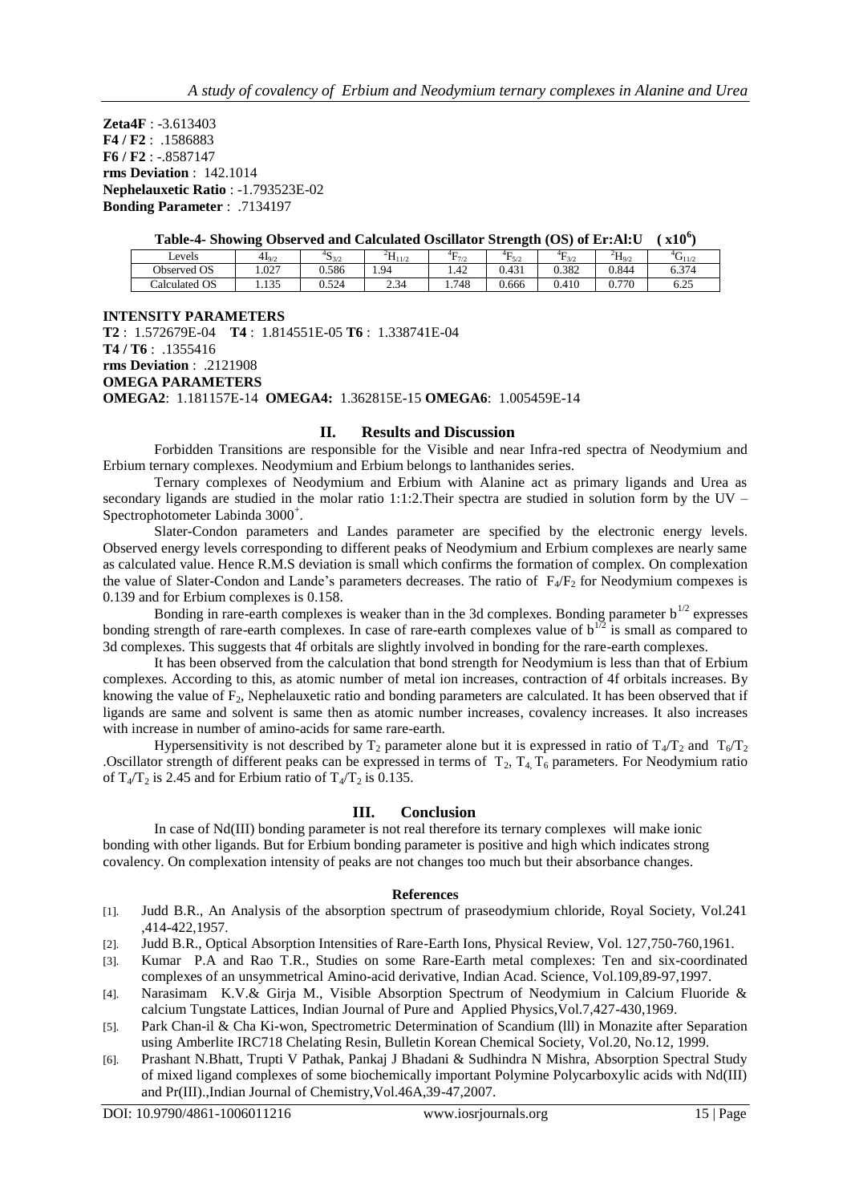**Zeta4F** : -3.613403
**F4 / F2** : .1586883
**F6 / F2** : -.8587147
**rms Deviation** : 142.1014
**Nephelauxetic Ratio** : -1.793523E-02
**Bonding Parameter** : .7134197

**Table-4- Showing Observed and Calculated Oscillator Strength (OS) of Er:Al:U ( $x10^6$ )**

| Levels | $4I_{9/2}$ | $^4S_{3/2}$ | $^2H_{11/2}$ | $^4F_{7/2}$ | $^4F_{5/2}$ | $^4F_{3/2}$ | $^2H_{9/2}$ | $^4G_{11/2}$ |
|---|---|---|---|---|---|---|---|---|
| Observed OS | 1.027 | 0.586 | 1.94 | 1.42 | 0.431 | 0.382 | 0.844 | 6.374 |
| Calculated OS | 1.135 | 0.524 | 2.34 | 1.748 | 0.666 | 0.410 | 0.770 | 6.25 |

**INTENSITY PARAMETERS**
**T2** : 1.572679E-04 **T4** : 1.814551E-05 **T6** : 1.338741E-04
**T4 / T6** : .1355416
**rms Deviation** : .2121908
**OMEGA PARAMETERS**
**OMEGA2**: 1.181157E-14 **OMEGA4:** 1.362815E-15 **OMEGA6**: 1.005459E-14

## II. Results and Discussion

Forbidden Transitions are responsible for the Visible and near Infra-red spectra of Neodymium and Erbium ternary complexes. Neodymium and Erbium belongs to lanthanides series.

Ternary complexes of Neodymium and Erbium with Alanine act as primary ligands and Urea as secondary ligands are studied in the molar ratio 1:1:2.Their spectra are studied in solution form by the UV – Spectrophotometer Labinda 3000+.

Slater-Condon parameters and Landes parameter are specified by the electronic energy levels. Observed energy levels corresponding to different peaks of Neodymium and Erbium complexes are nearly same as calculated value. Hence R.M.S deviation is small which confirms the formation of complex. On complexation the value of Slater-Condon and Lande's parameters decreases. The ratio of $F_4/F_2$ for Neodymium compexes is 0.139 and for Erbium complexes is 0.158.

Bonding in rare-earth complexes is weaker than in the 3d complexes. Bonding parameter $b^{1/2}$ expresses bonding strength of rare-earth complexes. In case of rare-earth complexes value of $b^{1/2}$ is small as compared to 3d complexes. This suggests that 4f orbitals are slightly involved in bonding for the rare-earth complexes.

It has been observed from the calculation that bond strength for Neodymium is less than that of Erbium complexes. According to this, as atomic number of metal ion increases, contraction of 4f orbitals increases. By knowing the value of $F_2$, Nephelauxetic ratio and bonding parameters are calculated. It has been observed that if ligands are same and solvent is same then as atomic number increases, covalency increases. It also increases with increase in number of amino-acids for same rare-earth.

Hypersensitivity is not described by $T_2$ parameter alone but it is expressed in ratio of $T_4/T_2$ and $T_6/T_2$ .Oscillator strength of different peaks can be expressed in terms of $T_2$, $T_4$, $T_6$ parameters. For Neodymium ratio of $T_4/T_2$ is 2.45 and for Erbium ratio of $T_4/T_2$ is 0.135.

## III. Conclusion

In case of Nd(III) bonding parameter is not real therefore its ternary complexes will make ionic bonding with other ligands. But for Erbium bonding parameter is positive and high which indicates strong covalency. On complexation intensity of peaks are not changes too much but their absorbance changes.

### References

[1]. Judd B.R., An Analysis of the absorption spectrum of praseodymium chloride, Royal Society, Vol.241 ,414-422,1957.

[2]. Judd B.R., Optical Absorption Intensities of Rare-Earth Ions, Physical Review, Vol. 127,750-760,1961.

[3]. Kumar P.A and Rao T.R., Studies on some Rare-Earth metal complexes: Ten and six-coordinated complexes of an unsymmetrical Amino-acid derivative, Indian Acad. Science, Vol.109,89-97,1997.

[4]. Narasimam K.V.& Girja M., Visible Absorption Spectrum of Neodymium in Calcium Fluoride & calcium Tungstate Lattices, Indian Journal of Pure and Applied Physics,Vol.7,427-430,1969.

[5]. Park Chan-il & Cha Ki-won, Spectrometric Determination of Scandium (lll) in Monazite after Separation using Amberlite IRC718 Chelating Resin, Bulletin Korean Chemical Society, Vol.20, No.12, 1999.

[6]. Prashant N.Bhatt, Trupti V Pathak, Pankaj J Bhadani & Sudhindra N Mishra, Absorption Spectral Study of mixed ligand complexes of some biochemically important Polymine Polycarboxylic acids with Nd(III) and Pr(III).,Indian Journal of Chemistry,Vol.46A,39-47,2007.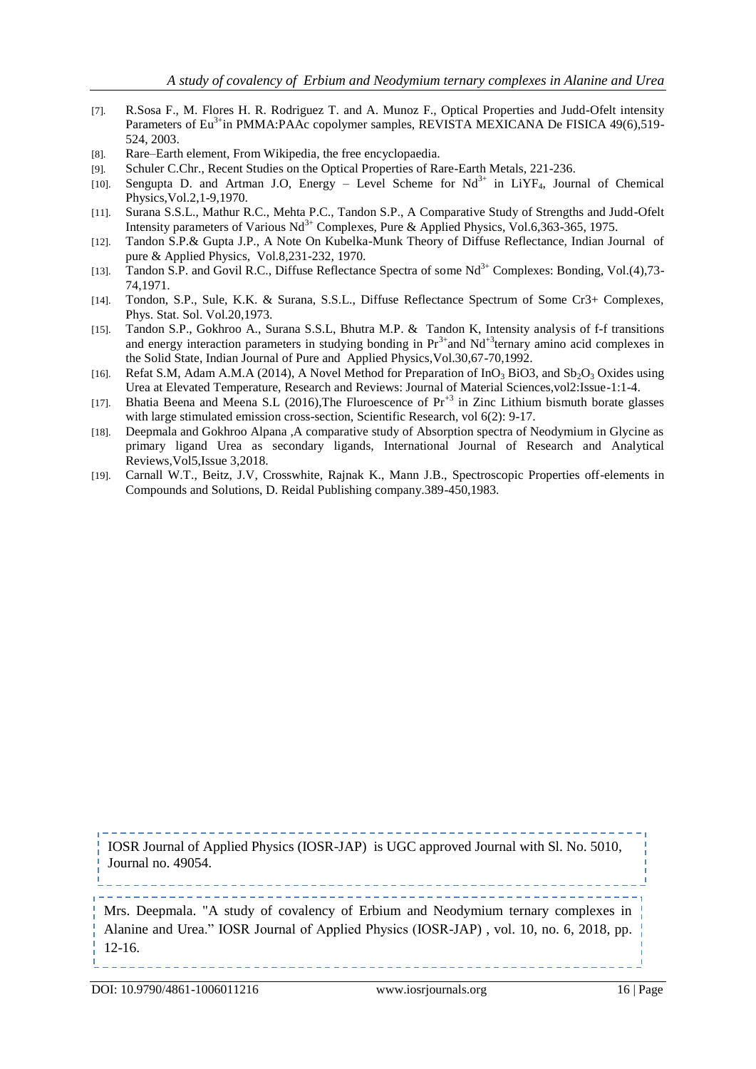[7]. R.Sosa F., M. Flores H. R. Rodriguez T. and A. Munoz F., Optical Properties and Judd-Ofelt intensity Parameters of $Eu^{3+}$in PMMA:PAAc copolymer samples, REVISTA MEXICANA De FISICA 49(6),519-524, 2003.

[8]. Rare–Earth element, From Wikipedia, the free encyclopaedia.

[9]. Schuler C.Chr., Recent Studies on the Optical Properties of Rare-Earth Metals, 221-236.

[10]. Sengupta D. and Artman J.O, Energy – Level Scheme for $Nd^{3+}$ in $LiYF_4$, Journal of Chemical Physics,Vol.2,1-9,1970.

[11]. Surana S.S.L., Mathur R.C., Mehta P.C., Tandon S.P., A Comparative Study of Strengths and Judd-Ofelt Intensity parameters of Various $Nd^{3+}$ Complexes, Pure & Applied Physics, Vol.6,363-365, 1975.

[12]. Tandon S.P.& Gupta J.P., A Note On Kubelka-Munk Theory of Diffuse Reflectance, Indian Journal of pure & Applied Physics, Vol.8,231-232, 1970.

[13]. Tandon S.P. and Govil R.C., Diffuse Reflectance Spectra of some $Nd^{3+}$ Complexes: Bonding, Vol.(4),73-74,1971.

[14]. Tondon, S.P., Sule, K.K. & Surana, S.S.L., Diffuse Reflectance Spectrum of Some Cr3+ Complexes, Phys. Stat. Sol. Vol.20,1973.

[15]. Tandon S.P., Gokhroo A., Surana S.S.L, Bhutra M.P. & Tandon K, Intensity analysis of f-f transitions and energy interaction parameters in studying bonding in $Pr^{3+}$and $Nd^{+3}$ternary amino acid complexes in the Solid State, Indian Journal of Pure and Applied Physics,Vol.30,67-70,1992.

[16]. Refat S.M, Adam A.M.A (2014), A Novel Method for Preparation of $InO_3$ BiO3, and $Sb_2O_3$ Oxides using Urea at Elevated Temperature, Research and Reviews: Journal of Material Sciences,vol2:Issue-1:1-4.

[17]. Bhatia Beena and Meena S.L (2016),The Fluroescence of $Pr^{+3}$ in Zinc Lithium bismuth borate glasses with large stimulated emission cross-section, Scientific Research, vol 6(2): 9-17.

[18]. Deepmala and Gokhroo Alpana ,A comparative study of Absorption spectra of Neodymium in Glycine as primary ligand Urea as secondary ligands, International Journal of Research and Analytical Reviews,Vol5,Issue 3,2018.

[19]. Carnall W.T., Beitz, J.V, Crosswhite, Rajnak K., Mann J.B., Spectroscopic Properties off-elements in Compounds and Solutions, D. Reidal Publishing company.389-450,1983.

IOSR Journal of Applied Physics (IOSR-JAP) is UGC approved Journal with Sl. No. 5010, Journal no. 49054.

Mrs. Deepmala. "A study of covalency of Erbium and Neodymium ternary complexes in Alanine and Urea." IOSR Journal of Applied Physics (IOSR-JAP) , vol. 10, no. 6, 2018, pp. 12-16.